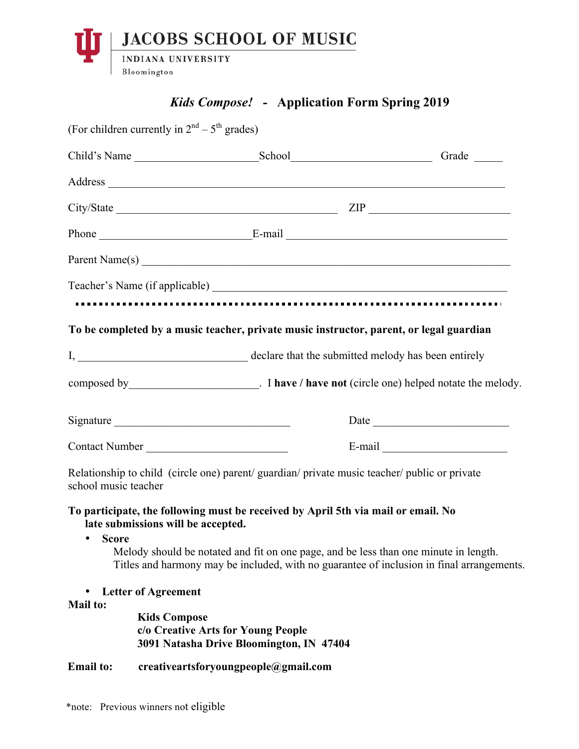JACOBS SCHOOL OF MUSIC

INDIANA UNIVERSITY

Bloomington

# *Kids Compose!* - Application Form Spring 2019

(For children currently in 2nd – 5th grades)

Child's Name ______________________School________________________ Grade _____

Address ______________________________________________________________________

City/State ________________________________________ ZIP _________________________

Phone ___________________________E-mail ________________________________________

Parent Name(s) _________________________________________________________________

Teacher's Name (if applicable) ____________________________________________________

---

**To be completed by a music teacher, private music instructor, parent, or legal guardian**

I, ______________________________ declare that the submitted melody has been entirely

composed by______________________. I **have / have not** (circle one) helped notate the melody.

Signature _______________________________ Date ________________________

Contact Number _________________________ E-mail ______________________

Relationship to child (circle one) parent/ guardian/ private music teacher/ public or private school music teacher

**To participate, the following must be received by April 5th via mail or email. No late submissions will be accepted.**

- **Score**
  Melody should be notated and fit on one page, and be less than one minute in length. Titles and harmony may be included, with no guarantee of inclusion in final arrangements.

- **Letter of Agreement**

**Mail to:**

**Kids Compose**
**c/o Creative Arts for Young People**
**3091 Natasha Drive Bloomington, IN 47404**

**Email to:** **creativeartsforyoungpeople@gmail.com**

*note: Previous winners not eligible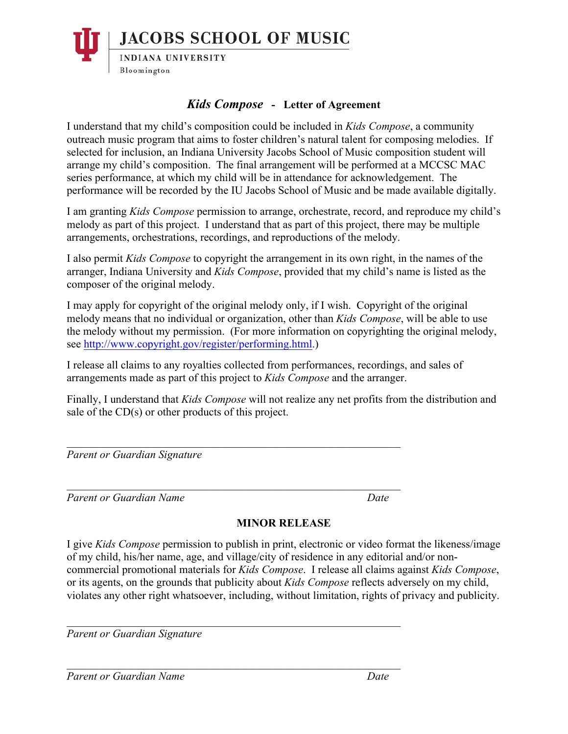**JACOBS SCHOOL OF MUSIC**

INDIANA UNIVERSITY
Bloomington

## *Kids Compose* - Letter of Agreement

I understand that my child's composition could be included in *Kids Compose*, a community outreach music program that aims to foster children's natural talent for composing melodies. If selected for inclusion, an Indiana University Jacobs School of Music composition student will arrange my child's composition. The final arrangement will be performed at a MCCSC MAC series performance, at which my child will be in attendance for acknowledgement. The performance will be recorded by the IU Jacobs School of Music and be made available digitally.

I am granting *Kids Compose* permission to arrange, orchestrate, record, and reproduce my child's melody as part of this project. I understand that as part of this project, there may be multiple arrangements, orchestrations, recordings, and reproductions of the melody.

I also permit *Kids Compose* to copyright the arrangement in its own right, in the names of the arranger, Indiana University and *Kids Compose*, provided that my child's name is listed as the composer of the original melody.

I may apply for copyright of the original melody only, if I wish. Copyright of the original melody means that no individual or organization, other than *Kids Compose*, will be able to use the melody without my permission. (For more information on copyrighting the original melody, see http://www.copyright.gov/register/performing.html.)

I release all claims to any royalties collected from performances, recordings, and sales of arrangements made as part of this project to *Kids Compose* and the arranger.

Finally, I understand that *Kids Compose* will not realize any net profits from the distribution and sale of the CD(s) or other products of this project.

______________________________________________
*Parent or Guardian Signature*

______________________________________________
*Parent or Guardian Name* *Date*

### MINOR RELEASE

I give *Kids Compose* permission to publish in print, electronic or video format the likeness/image of my child, his/her name, age, and village/city of residence in any editorial and/or non-commercial promotional materials for *Kids Compose*. I release all claims against *Kids Compose*, or its agents, on the grounds that publicity about *Kids Compose* reflects adversely on my child, violates any other right whatsoever, including, without limitation, rights of privacy and publicity.

______________________________________________
*Parent or Guardian Signature*

______________________________________________
*Parent or Guardian Name* *Date*